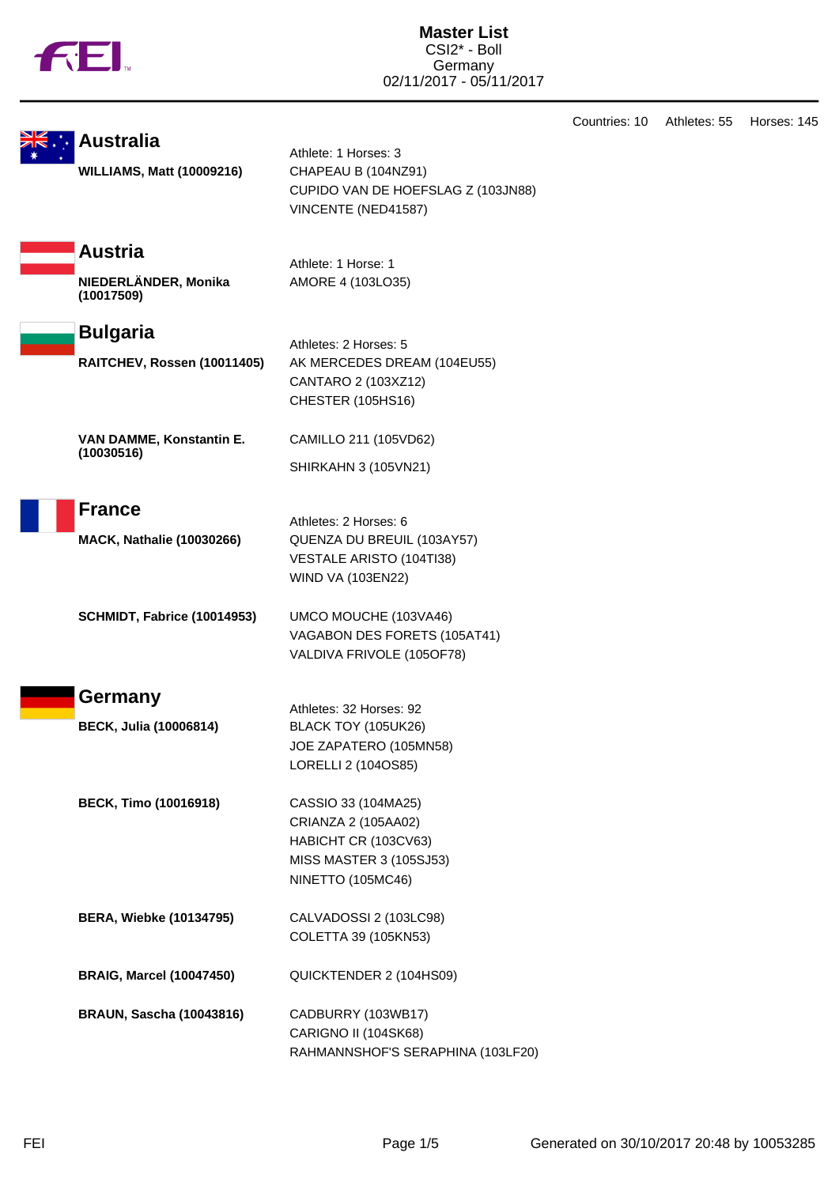# Master List

CSI2* - Boll
Germany
02/11/2017 - 05/11/2017

Countries: 10 Athletes: 55 Horses: 145

## Australia

Athlete: 1 Horses: 3

**WILLIAMS, Matt (10009216)**
- CHAPEAU B (104NZ91)
- CUPIDO VAN DE HOEFSLAG Z (103JN88)
- VINCENTE (NED41587)

## Austria

Athlete: 1 Horse: 1

**NIEDERLÄNDER, Monika (10017509)**
- AMORE 4 (103LO35)

## Bulgaria

Athletes: 2 Horses: 5

**RAITCHEV, Rossen (10011405)**
- AK MERCEDES DREAM (104EU55)
- CANTARO 2 (103XZ12)
- CHESTER (105HS16)

**VAN DAMME, Konstantin E. (10030516)**
- CAMILLO 211 (105VD62)
- SHIRKAHN 3 (105VN21)

## France

Athletes: 2 Horses: 6

**MACK, Nathalie (10030266)**
- QUENZA DU BREUIL (103AY57)
- VESTALE ARISTO (104TI38)
- WIND VA (103EN22)

**SCHMIDT, Fabrice (10014953)**
- UMCO MOUCHE (103VA46)
- VAGABON DES FORETS (105AT41)
- VALDIVA FRIVOLE (105OF78)

## Germany

Athletes: 32 Horses: 92

**BECK, Julia (10006814)**
- BLACK TOY (105UK26)
- JOE ZAPATERO (105MN58)
- LORELLI 2 (104OS85)

**BECK, Timo (10016918)**
- CASSIO 33 (104MA25)
- CRIANZA 2 (105AA02)
- HABICHT CR (103CV63)
- MISS MASTER 3 (105SJ53)
- NINETTO (105MC46)

**BERA, Wiebke (10134795)**
- CALVADOSSI 2 (103LC98)
- COLETTA 39 (105KN53)

**BRAIG, Marcel (10047450)**
- QUICKTENDER 2 (104HS09)

**BRAUN, Sascha (10043816)**
- CADBURRY (103WB17)
- CARIGNO II (104SK68)
- RAHMANNSHOF'S SERAPHINA (103LF20)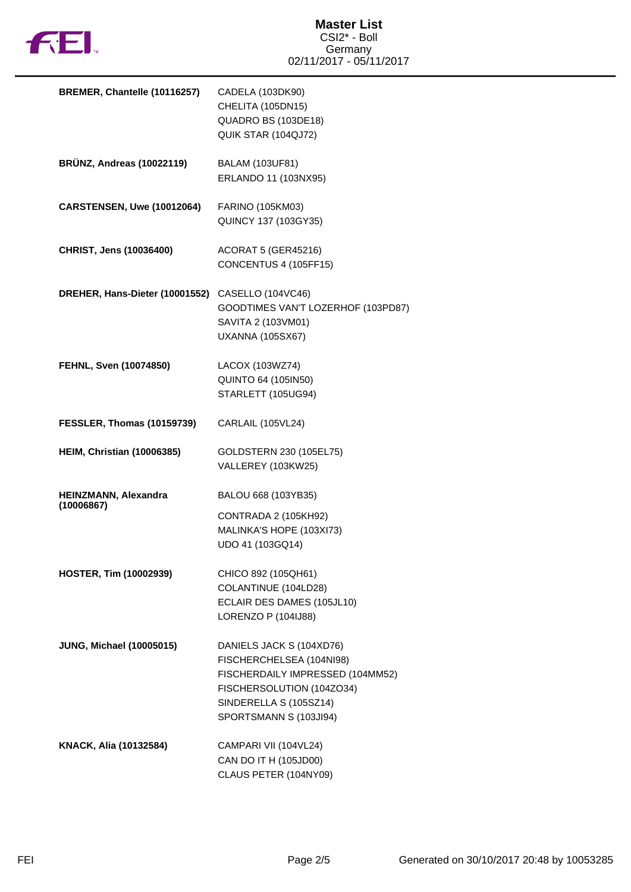# Master List

CSI2* - Boll
Germany
02/11/2017 - 05/11/2017

| | |
|---|---|
| **BREMER, Chantelle (10116257)** | CADELA (103DK90)<br>CHELITA (105DN15)<br>QUADRO BS (103DE18)<br>QUIK STAR (104QJ72) |
| **BRÜNZ, Andreas (10022119)** | BALAM (103UF81)<br>ERLANDO 11 (103NX95) |
| **CARSTENSEN, Uwe (10012064)** | FARINO (105KM03)<br>QUINCY 137 (103GY35) |
| **CHRIST, Jens (10036400)** | ACORAT 5 (GER45216)<br>CONCENTUS 4 (105FF15) |
| **DREHER, Hans-Dieter (10001552)** | CASELLO (104VC46)<br>GOODTIMES VAN'T LOZERHOF (103PD87)<br>SAVITA 2 (103VM01)<br>UXANNA (105SX67) |
| **FEHNL, Sven (10074850)** | LACOX (103WZ74)<br>QUINTO 64 (105IN50)<br>STARLETT (105UG94) |
| **FESSLER, Thomas (10159739)** | CARLAIL (105VL24) |
| **HEIM, Christian (10006385)** | GOLDSTERN 230 (105EL75)<br>VALLEREY (103KW25) |
| **HEINZMANN, Alexandra (10006867)** | BALOU 668 (103YB35)<br>CONTRADA 2 (105KH92)<br>MALINKA'S HOPE (103XI73)<br>UDO 41 (103GQ14) |
| **HOSTER, Tim (10002939)** | CHICO 892 (105QH61)<br>COLANTINUE (104LD28)<br>ECLAIR DES DAMES (105JL10)<br>LORENZO P (104IJ88) |
| **JUNG, Michael (10005015)** | DANIELS JACK S (104XD76)<br>FISCHERCHELSEA (104NI98)<br>FISCHERDAILY IMPRESSED (104MM52)<br>FISCHERSOLUTION (104ZO34)<br>SINDERELLA S (105SZ14)<br>SPORTSMANN S (103JI94) |
| **KNACK, Alia (10132584)** | CAMPARI VII (104VL24)<br>CAN DO IT H (105JD00)<br>CLAUS PETER (104NY09) |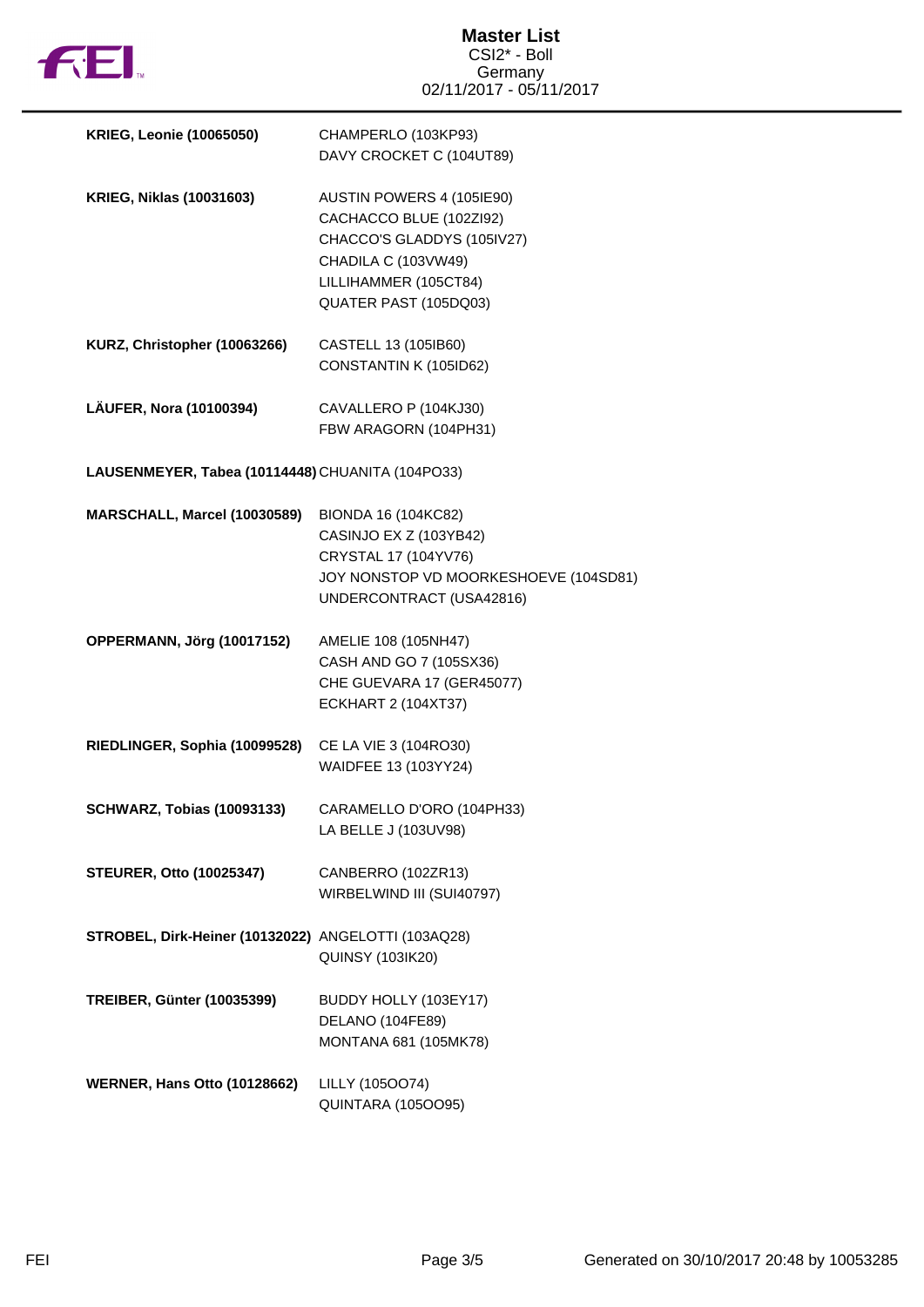# Master List

CSI2* - Boll
Germany
02/11/2017 - 05/11/2017

| Athlete | Horses |
|---|---|
| **KRIEG, Leonie (10065050)** | CHAMPERLO (103KP93)<br>DAVY CROCKET C (104UT89) |
| **KRIEG, Niklas (10031603)** | AUSTIN POWERS 4 (105IE90)<br>CACHACCO BLUE (102ZI92)<br>CHACCO'S GLADDYS (105IV27)<br>CHADILA C (103VW49)<br>LILLIHAMMER (105CT84)<br>QUATER PAST (105DQ03) |
| **KURZ, Christopher (10063266)** | CASTELL 13 (105IB60)<br>CONSTANTIN K (105ID62) |
| **LÄUFER, Nora (10100394)** | CAVALLERO P (104KJ30)<br>FBW ARAGORN (104PH31) |
| **LAUSENMEYER, Tabea (10114448)** | CHUANITA (104PO33) |
| **MARSCHALL, Marcel (10030589)** | BIONDA 16 (104KC82)<br>CASINJO EX Z (103YB42)<br>CRYSTAL 17 (104YV76)<br>JOY NONSTOP VD MOORKESHOEVE (104SD81)<br>UNDERCONTRACT (USA42816) |
| **OPPERMANN, Jörg (10017152)** | AMELIE 108 (105NH47)<br>CASH AND GO 7 (105SX36)<br>CHE GUEVARA 17 (GER45077)<br>ECKHART 2 (104XT37) |
| **RIEDLINGER, Sophia (10099528)** | CE LA VIE 3 (104RO30)<br>WAIDFEE 13 (103YY24) |
| **SCHWARZ, Tobias (10093133)** | CARAMELLO D'ORO (104PH33)<br>LA BELLE J (103UV98) |
| **STEURER, Otto (10025347)** | CANBERRO (102ZR13)<br>WIRBELWIND III (SUI40797) |
| **STROBEL, Dirk-Heiner (10132022)** | ANGELOTTI (103AQ28)<br>QUINSY (103IK20) |
| **TREIBER, Günter (10035399)** | BUDDY HOLLY (103EY17)<br>DELANO (104FE89)<br>MONTANA 681 (105MK78) |
| **WERNER, Hans Otto (10128662)** | LILLY (105OO74)<br>QUINTARA (105OO95) |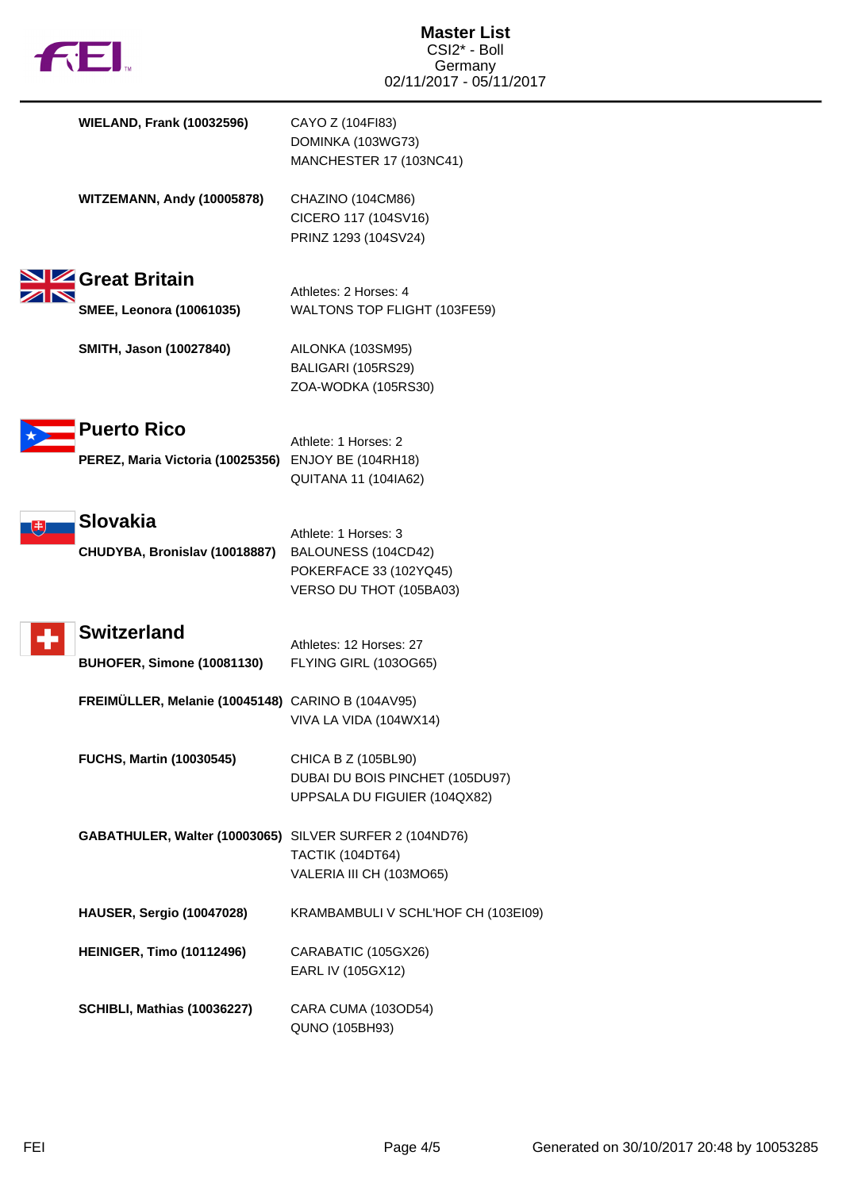**WIELAND, Frank (10032596)**
CAYO Z (104FI83)
DOMINKA (103WG73)
MANCHESTER 17 (103NC41)

**WITZEMANN, Andy (10005878)**
CHAZINO (104CM86)
CICERO 117 (104SV16)
PRINZ 1293 (104SV24)

## Great Britain

Athletes: 2 Horses: 4

**SMEE, Leonora (10061035)**
WALTONS TOP FLIGHT (103FE59)

**SMITH, Jason (10027840)**
AILONKA (103SM95)
BALIGARI (105RS29)
ZOA-WODKA (105RS30)

## Puerto Rico

Athlete: 1 Horses: 2

**PEREZ, Maria Victoria (10025356)**
ENJOY BE (104RH18)
QUITANA 11 (104IA62)

## Slovakia

Athlete: 1 Horses: 3

**CHUDYBA, Bronislav (10018887)**
BALOUNESS (104CD42)
POKERFACE 33 (102YQ45)
VERSO DU THOT (105BA03)

## Switzerland

Athletes: 12 Horses: 27

**BUHOFER, Simone (10081130)**
FLYING GIRL (103OG65)

**FREIMÜLLER, Melanie (10045148)**
CARINO B (104AV95)
VIVA LA VIDA (104WX14)

**FUCHS, Martin (10030545)**
CHICA B Z (105BL90)
DUBAI DU BOIS PINCHET (105DU97)
UPPSALA DU FIGUIER (104QX82)

**GABATHULER, Walter (10003065)**
SILVER SURFER 2 (104ND76)
TACTIK (104DT64)
VALERIA III CH (103MO65)

**HAUSER, Sergio (10047028)**
KRAMBAMBULI V SCHL'HOF CH (103EI09)

**HEINIGER, Timo (10112496)**
CARABATIC (105GX26)
EARL IV (105GX12)

**SCHIBLI, Mathias (10036227)**
CARA CUMA (103OD54)
QUNO (105BH93)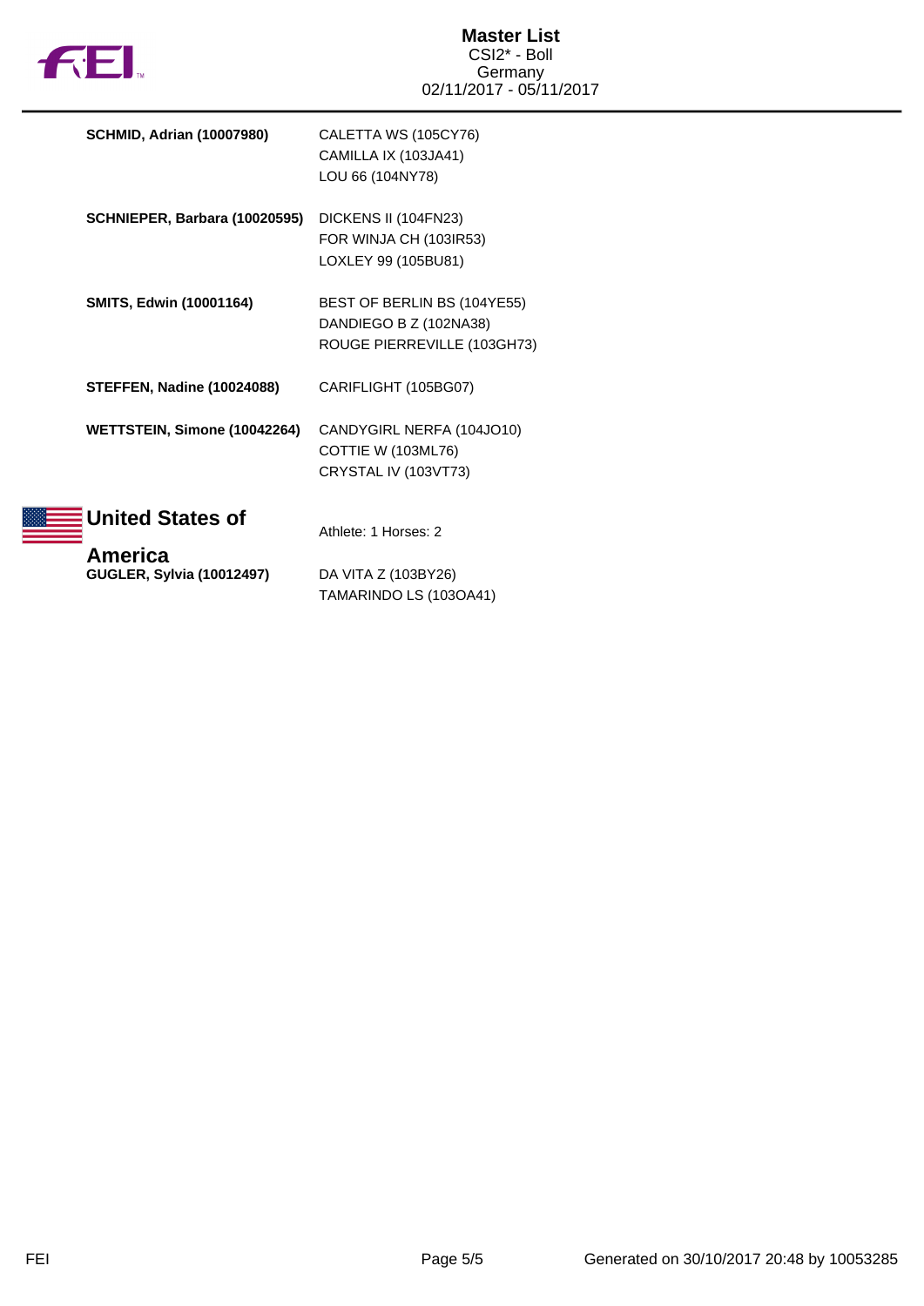| | |
|---|---|
| **SCHMID, Adrian (10007980)** | CALETTA WS (105CY76)<br>CAMILLA IX (103JA41)<br>LOU 66 (104NY78) |
| **SCHNIEPER, Barbara (10020595)** | DICKENS II (104FN23)<br>FOR WINJA CH (103IR53)<br>LOXLEY 99 (105BU81) |
| **SMITS, Edwin (10001164)** | BEST OF BERLIN BS (104YE55)<br>DANDIEGO B Z (102NA38)<br>ROUGE PIERREVILLE (103GH73) |
| **STEFFEN, Nadine (10024088)** | CARIFLIGHT (105BG07) |
| **WETTSTEIN, Simone (10042264)** | CANDYGIRL NERFA (104JO10)<br>COTTIE W (103ML76)<br>CRYSTAL IV (103VT73) |

## United States of America

Athlete: 1 Horses: 2

| | |
|---|---|
| **GUGLER, Sylvia (10012497)** | DA VITA Z (103BY26)<br>TAMARINDO LS (103OA41) |